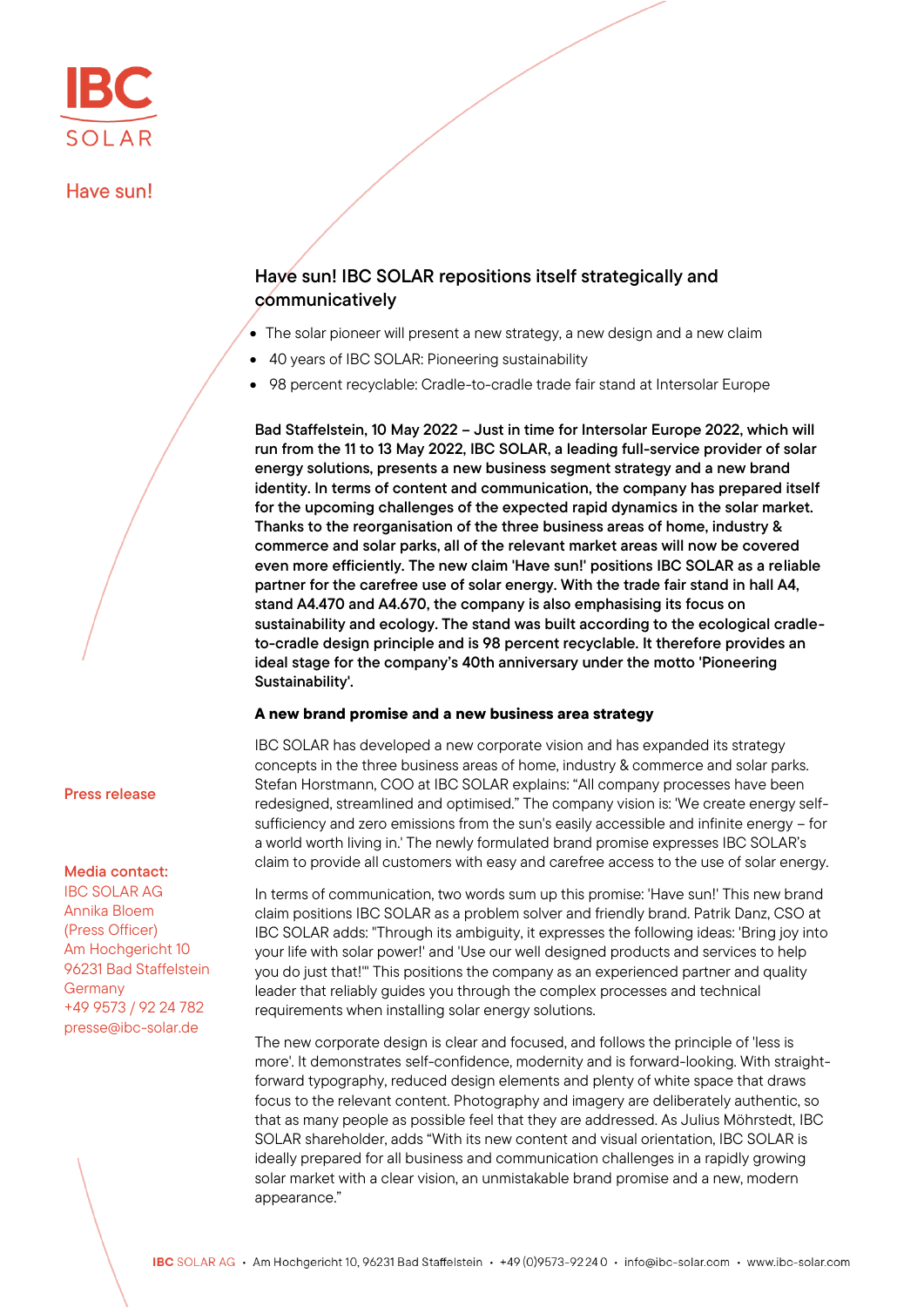IBC SOLAR

Have sun!

# Have sun! IBC SOLAR repositions itself strategically and communicatively

- The solar pioneer will present a new strategy, a new design and a new claim
- 40 years of IBC SOLAR: Pioneering sustainability
- 98 percent recyclable: Cradle-to-cradle trade fair stand at Intersolar Europe

**Bad Staffelstein, 10 May 2022 – Just in time for Intersolar Europe 2022, which will run from the 11 to 13 May 2022, IBC SOLAR, a leading full-service provider of solar energy solutions, presents a new business segment strategy and a new brand identity. In terms of content and communication, the company has prepared itself for the upcoming challenges of the expected rapid dynamics in the solar market. Thanks to the reorganisation of the three business areas of home, industry & commerce and solar parks, all of the relevant market areas will now be covered even more efficiently. The new claim 'Have sun!' positions IBC SOLAR as a reliable partner for the carefree use of solar energy. With the trade fair stand in hall A4, stand A4.470 and A4.670, the company is also emphasising its focus on sustainability and ecology. The stand was built according to the ecological cradle-to-cradle design principle and is 98 percent recyclable. It therefore provides an ideal stage for the company's 40th anniversary under the motto 'Pioneering Sustainability'.**

## A new brand promise and a new business area strategy

IBC SOLAR has developed a new corporate vision and has expanded its strategy concepts in the three business areas of home, industry & commerce and solar parks. Stefan Horstmann, COO at IBC SOLAR explains: "All company processes have been redesigned, streamlined and optimised." The company vision is: 'We create energy self-sufficiency and zero emissions from the sun's easily accessible and infinite energy – for a world worth living in.' The newly formulated brand promise expresses IBC SOLAR's claim to provide all customers with easy and carefree access to the use of solar energy.

In terms of communication, two words sum up this promise: 'Have sun!' This new brand claim positions IBC SOLAR as a problem solver and friendly brand. Patrik Danz, CSO at IBC SOLAR adds: "Through its ambiguity, it expresses the following ideas: 'Bring joy into your life with solar power!' and 'Use our well designed products and services to help you do just that!'" This positions the company as an experienced partner and quality leader that reliably guides you through the complex processes and technical requirements when installing solar energy solutions.

The new corporate design is clear and focused, and follows the principle of 'less is more'. It demonstrates self-confidence, modernity and is forward-looking. With straight-forward typography, reduced design elements and plenty of white space that draws focus to the relevant content. Photography and imagery are deliberately authentic, so that as many people as possible feel that they are addressed. As Julius Möhrstedt, IBC SOLAR shareholder, adds "With its new content and visual orientation, IBC SOLAR is ideally prepared for all business and communication challenges in a rapidly growing solar market with a clear vision, an unmistakable brand promise and a new, modern appearance."

**Press release**

**Media contact:**
IBC SOLAR AG
Annika Bloem
(Press Officer)
Am Hochgericht 10
96231 Bad Staffelstein
Germany
+49 9573 / 92 24 782
presse@ibc-solar.de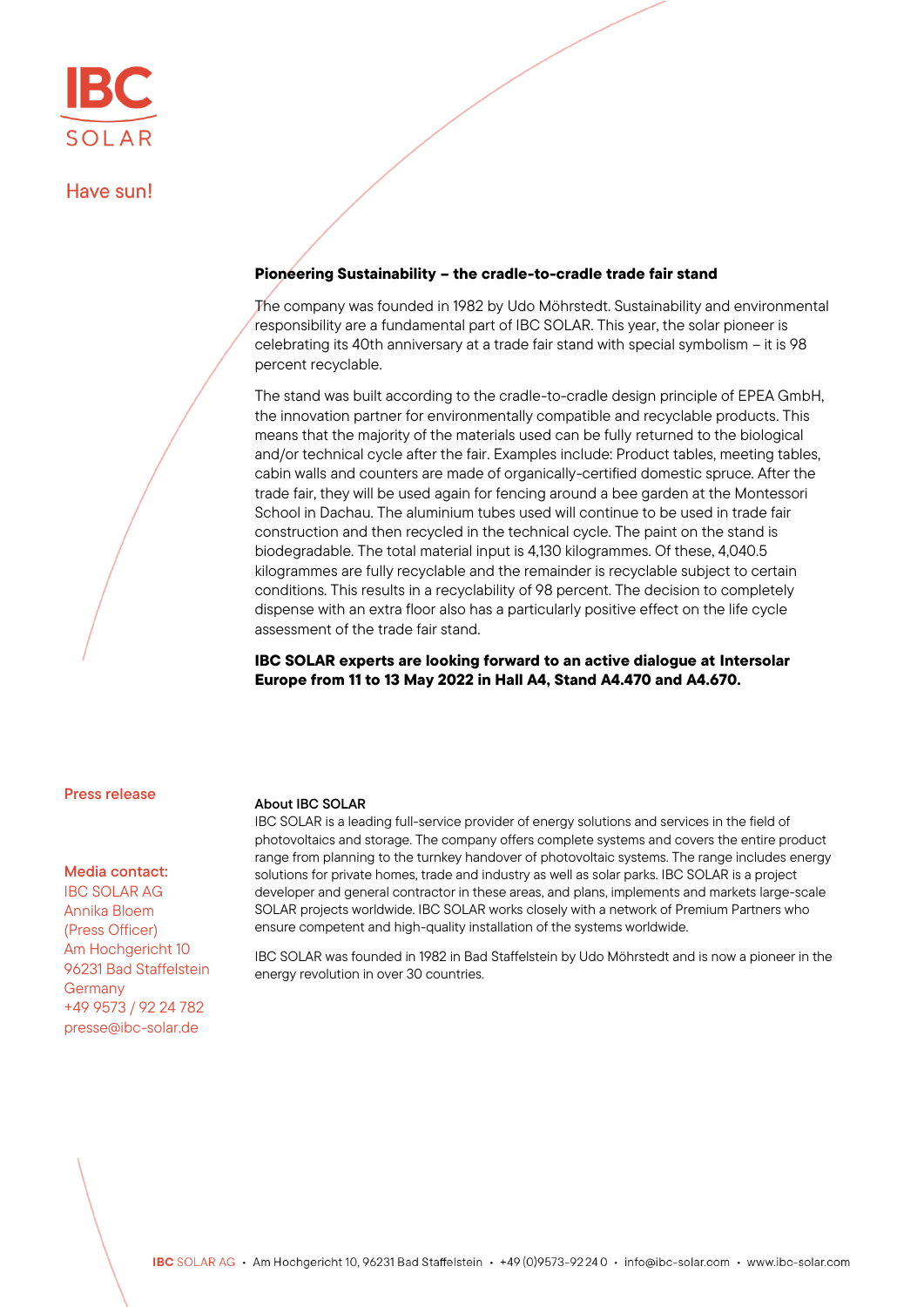**Pioneering Sustainability – the cradle-to-cradle trade fair stand**

The company was founded in 1982 by Udo Möhrstedt. Sustainability and environmental responsibility are a fundamental part of IBC SOLAR. This year, the solar pioneer is celebrating its 40th anniversary at a trade fair stand with special symbolism – it is 98 percent recyclable.

The stand was built according to the cradle-to-cradle design principle of EPEA GmbH, the innovation partner for environmentally compatible and recyclable products. This means that the majority of the materials used can be fully returned to the biological and/or technical cycle after the fair. Examples include: Product tables, meeting tables, cabin walls and counters are made of organically-certified domestic spruce. After the trade fair, they will be used again for fencing around a bee garden at the Montessori School in Dachau. The aluminium tubes used will continue to be used in trade fair construction and then recycled in the technical cycle. The paint on the stand is biodegradable. The total material input is 4,130 kilogrammes. Of these, 4,040.5 kilogrammes are fully recyclable and the remainder is recyclable subject to certain conditions. This results in a recyclability of 98 percent. The decision to completely dispense with an extra floor also has a particularly positive effect on the life cycle assessment of the trade fair stand.

**IBC SOLAR experts are looking forward to an active dialogue at Intersolar Europe from 11 to 13 May 2022 in Hall A4, Stand A4.470 and A4.670.**

Press release

Media contact:
IBC SOLAR AG
Annika Bloem
(Press Officer)
Am Hochgericht 10
96231 Bad Staffelstein
Germany
+49 9573 / 92 24 782
presse@ibc-solar.de

**About IBC SOLAR**

IBC SOLAR is a leading full-service provider of energy solutions and services in the field of photovoltaics and storage. The company offers complete systems and covers the entire product range from planning to the turnkey handover of photovoltaic systems. The range includes energy solutions for private homes, trade and industry as well as solar parks. IBC SOLAR is a project developer and general contractor in these areas, and plans, implements and markets large-scale SOLAR projects worldwide. IBC SOLAR works closely with a network of Premium Partners who ensure competent and high-quality installation of the systems worldwide.

IBC SOLAR was founded in 1982 in Bad Staffelstein by Udo Möhrstedt and is now a pioneer in the energy revolution in over 30 countries.